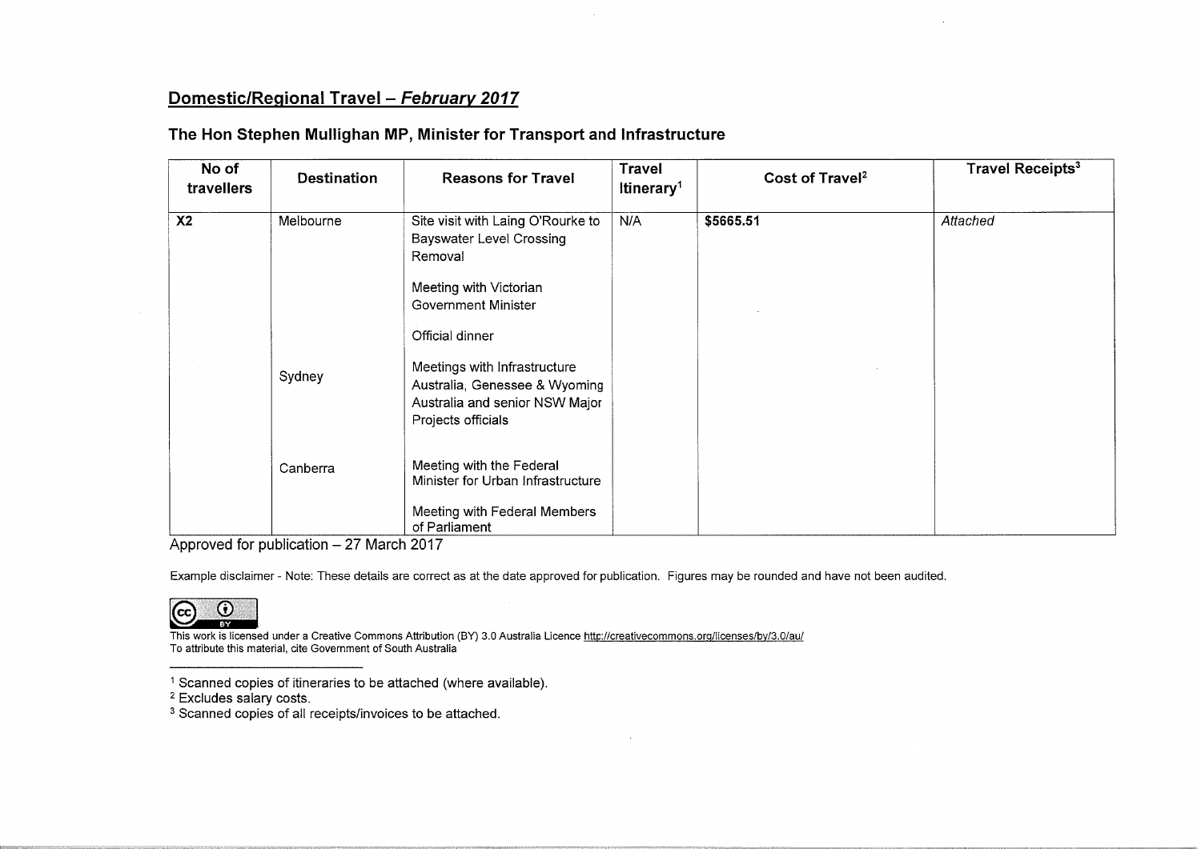## <u>Domestic/Regional Travel – *February 2017*</u>

### The Hon Stephen Mullighan MP, Minister for Transport and Infrastructure

| No of travellers | Destination | Reasons for Travel | Travel Itinerary[1] | Cost of Travel[2] | Travel Receipts[3] |
|---|---|---|---|---|---|
| **X2** | Melbourne | Site visit with Laing O'Rourke to Bayswater Level Crossing Removal<br><br>Meeting with Victorian Government Minister<br><br>Official dinner | N/A | **$5665.51** | *Attached* |
| | Sydney | Meetings with Infrastructure Australia, Genessee & Wyoming Australia and senior NSW Major Projects officials | | | |
| | Canberra | Meeting with the Federal Minister for Urban Infrastructure<br><br>Meeting with Federal Members of Parliament | | | |

Approved for publication – 27 March 2017

Example disclaimer - Note: These details are correct as at the date approved for publication. Figures may be rounded and have not been audited.

This work is licensed under a Creative Commons Attribution (BY) 3.0 Australia Licence http://creativecommons.org/licenses/by/3.0/au/
To attribute this material, cite Government of South Australia

---

[1] Scanned copies of itineraries to be attached (where available).

[2] Excludes salary costs.

[3] Scanned copies of all receipts/invoices to be attached.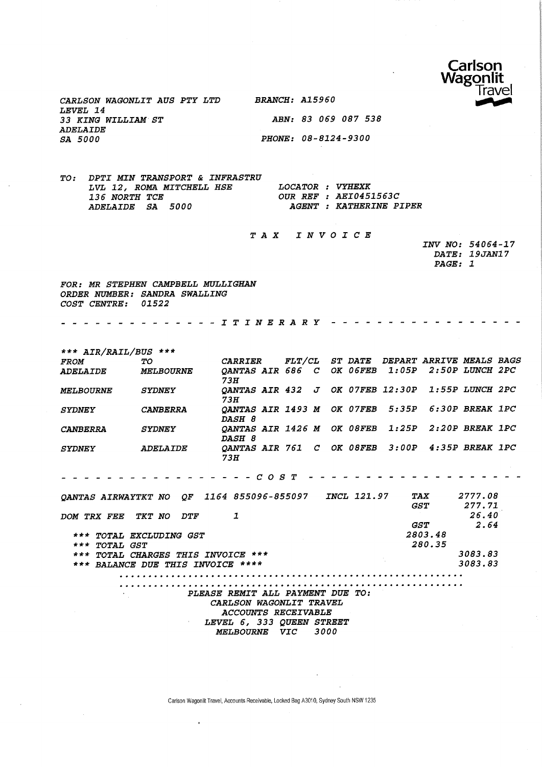Carlson Wagonlit Travel

CARLSON WAGONLIT AUS PTY LTD
LEVEL 14
33 KING WILLIAM ST
ADELAIDE
SA 5000

BRANCH: A15960

ABN: 83 069 087 538

PHONE: 08-8124-9300

TO: DPTI MIN TRANSPORT & INFRASTRU
LVL 12, ROMA MITCHELL HSE
136 NORTH TCE
ADELAIDE SA 5000

LOCATOR : VYHEXK
OUR REF : AEI0451563C
AGENT : KATHERINE PIPER

# TAX INVOICE

INV NO: 54064-17
DATE: 19JAN17
PAGE: 1

FOR: MR STEPHEN CAMPBELL MULLIGHAN
ORDER NUMBER: SANDRA SWALLING
COST CENTRE: 01522

## ITINERARY

*** AIR/RAIL/BUS ***

| FROM | TO | CARRIER | FLT/CL | ST | DATE | DEPART | ARRIVE | MEALS | BAGS |
|---|---|---|---|---|---|---|---|---|---|
| ADELAIDE | MELBOURNE | QANTAS AIR 73H | 686 C | OK | 06FEB | 1:05P | 2:50P | LUNCH | 2PC |
| MELBOURNE | SYDNEY | QANTAS AIR 73H | 432 J | OK | 07FEB | 12:30P | 1:55P | LUNCH | 2PC |
| SYDNEY | CANBERRA | QANTAS AIR DASH 8 | 1493 M | OK | 07FEB | 5:35P | 6:30P | BREAK | 1PC |
| CANBERRA | SYDNEY | QANTAS AIR DASH 8 | 1426 M | OK | 08FEB | 1:25P | 2:20P | BREAK | 1PC |
| SYDNEY | ADELAIDE | QANTAS AIR 73H | 761 C | OK | 08FEB | 3:00P | 4:35P | BREAK | 1PC |

## COST

| | | | |
|---|---|---|---|
| QANTAS AIRWAYTKT NO QF 1164 855096-855097 INCL 121.97 | TAX | | 2777.08 |
| | GST | | 277.71 |
| DOM TRX FEE TKT NO DTF 1 | | | 26.40 |
| | GST | | 2.64 |
| *** TOTAL EXCLUDING GST | | 2803.48 | |
| *** TOTAL GST | | 280.35 | |
| *** TOTAL CHARGES THIS INVOICE *** | | | 3083.83 |
| *** BALANCE DUE THIS INVOICE **** | | | 3083.83 |

PLEASE REMIT ALL PAYMENT DUE TO:
CARLSON WAGONLIT TRAVEL
ACCOUNTS RECEIVABLE
LEVEL 6, 333 QUEEN STREET
MELBOURNE VIC 3000

Carlson Wagonlit Travel, Accounts Receivable, Locked Bag A3010, Sydney South NSW 1235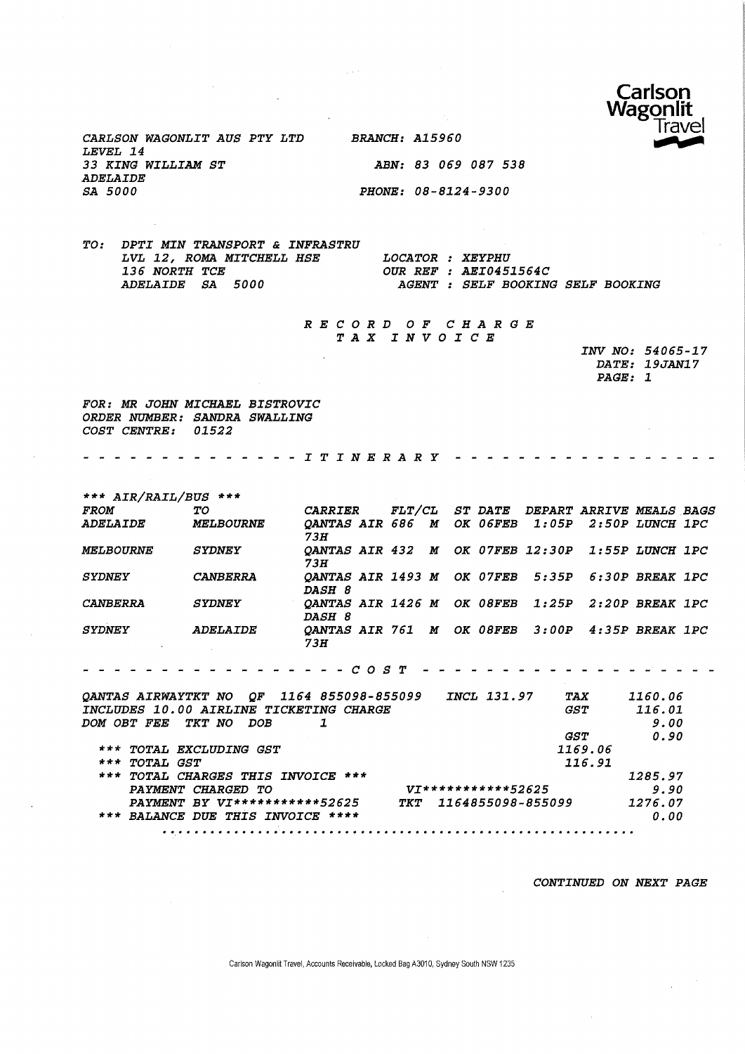Carlson Wagonlit Travel

CARLSON WAGONLIT AUS PTY LTD
LEVEL 14
33 KING WILLIAM ST
ADELAIDE
SA 5000

BRANCH: A15960

ABN: 83 069 087 538

PHONE: 08-8124-9300

TO: DPTI MIN TRANSPORT & INFRASTRU
LVL 12, ROMA MITCHELL HSE
136 NORTH TCE
ADELAIDE SA 5000

LOCATOR : XEYPHU
OUR REF : AEI0451564C
AGENT : SELF BOOKING SELF BOOKING

# R E C O R D  O F  C H A R G E
## T A X  I N V O I C E

INV NO: 54065-17
DATE: 19JAN17
PAGE: 1

FOR: MR JOHN MICHAEL BISTROVIC
ORDER NUMBER: SANDRA SWALLING
COST CENTRE: 01522

## - - - I T I N E R A R Y - - -

*** AIR/RAIL/BUS ***

| FROM | TO | CARRIER | FLT/CL | | ST | DATE | DEPART | ARRIVE | MEALS | BAGS |
|---|---|---|---|---|---|---|---|---|---|---|
| ADELAIDE | MELBOURNE | QANTAS AIR 73H | 686 | M | OK | 06FEB | 1:05P | 2:50P | LUNCH | 1PC |
| MELBOURNE | SYDNEY | QANTAS AIR 73H | 432 | M | OK | 07FEB | 12:30P | 1:55P | LUNCH | 1PC |
| SYDNEY | CANBERRA | QANTAS AIR DASH 8 | 1493 | M | OK | 07FEB | 5:35P | 6:30P | BREAK | 1PC |
| CANBERRA | SYDNEY | QANTAS AIR DASH 8 | 1426 | M | OK | 08FEB | 1:25P | 2:20P | BREAK | 1PC |
| SYDNEY | ADELAIDE | QANTAS AIR 73H | 761 | M | OK | 08FEB | 3:00P | 4:35P | BREAK | 1PC |

## - - - C O S T - - -

QANTAS AIRWAYTKT NO QF 1164 855098-855099 INCL 131.97 TAX 1160.06
INCLUDES 10.00 AIRLINE TICKETING CHARGE GST 116.01
DOM OBT FEE TKT NO DOB 1 9.00
GST 0.90

*** TOTAL EXCLUDING GST 1169.06
*** TOTAL GST 116.91
*** TOTAL CHARGES THIS INVOICE *** 1285.97
PAYMENT CHARGED TO VI***********52625 9.90
PAYMENT BY VI***********52625 TKT 1164855098-855099 1276.07
*** BALANCE DUE THIS INVOICE **** 0.00

CONTINUED ON NEXT PAGE

Carlson Wagonlit Travel, Accounts Receivable, Locked Bag A3010, Sydney South NSW 1235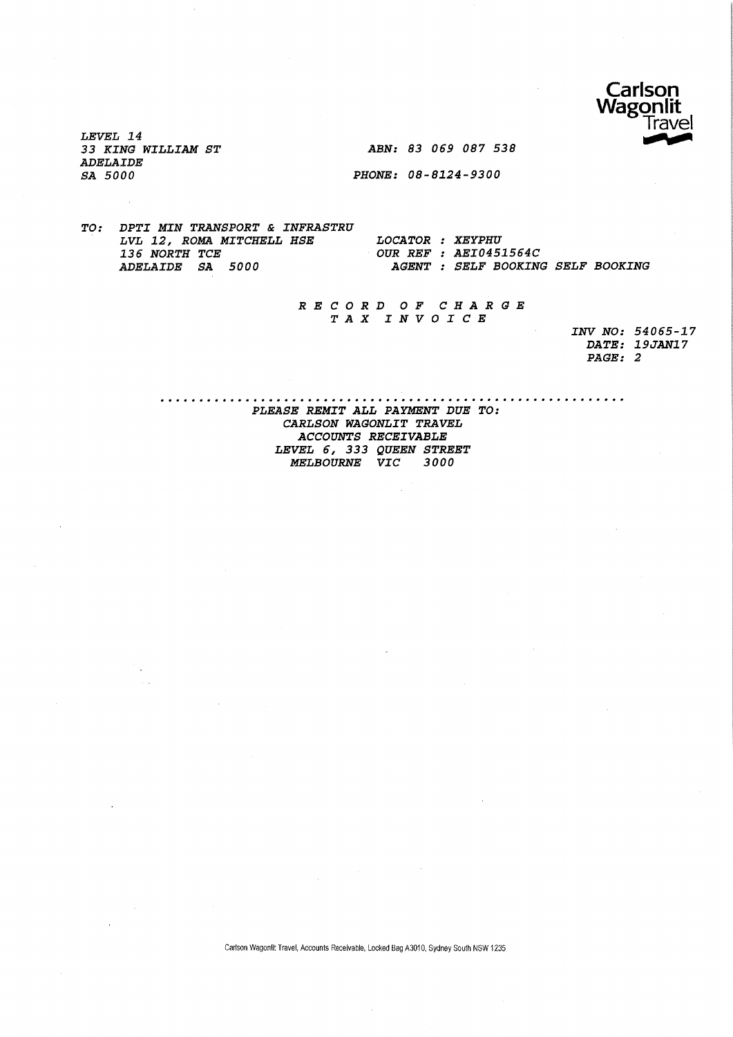Carlson Wagonlit Travel

LEVEL 14
33 KING WILLIAM ST
ADELAIDE
SA 5000

ABN: 83 069 087 538

PHONE: 08-8124-9300

TO: DPTI MIN TRANSPORT & INFRASTRU
LVL 12, ROMA MITCHELL HSE
136 NORTH TCE
ADELAIDE SA 5000

LOCATOR : XEYPHU
OUR REF : AEI0451564C
AGENT : SELF BOOKING SELF BOOKING

## RECORD OF CHARGE
## TAX INVOICE

INV NO: 54065-17
DATE: 19JAN17
PAGE: 2

.......................................................

PLEASE REMIT ALL PAYMENT DUE TO:
CARLSON WAGONLIT TRAVEL
ACCOUNTS RECEIVABLE
LEVEL 6, 333 QUEEN STREET
MELBOURNE VIC 3000

Carlson Wagonlit Travel, Accounts Receivable, Locked Bag A3010, Sydney South NSW 1235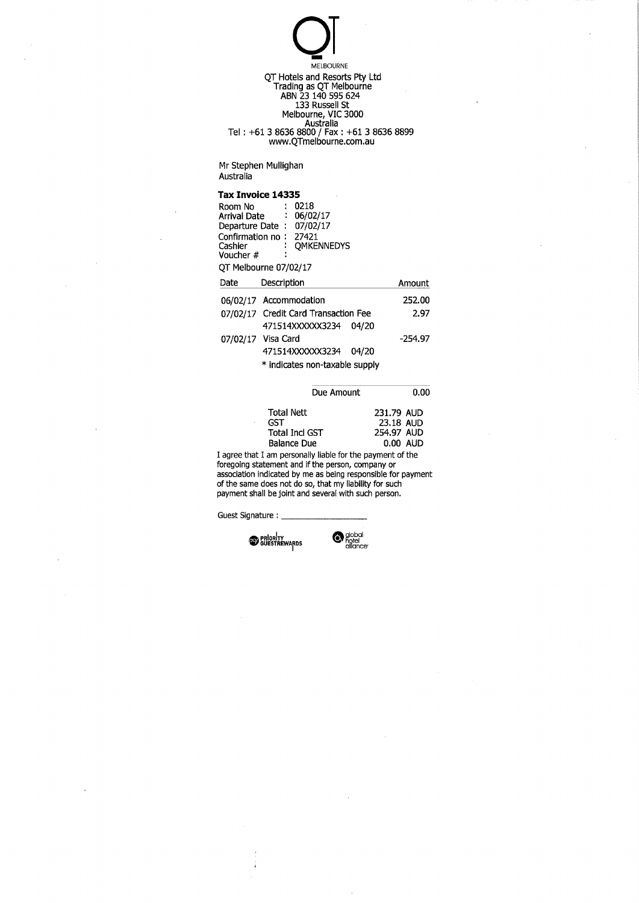QT MELBOURNE

QT Hotels and Resorts Pty Ltd
Trading as QT Melbourne
ABN 23 140 595 624
133 Russell St
Melbourne, VIC 3000
Australia
Tel : +61 3 8636 8800 / Fax : +61 3 8636 8899
www.QTmelbourne.com.au

Mr Stephen Mullighan
Australia

**Tax Invoice 14335**

Room No : 0218
Arrival Date : 06/02/17
Departure Date : 07/02/17
Confirmation no : 27421
Cashier : QMKENNEDYS
Voucher # :

QT Melbourne 07/02/17

| Date | Description | Amount |
|---|---|---|
| 06/02/17 | Accommodation | 252.00 |
| 07/02/17 | Credit Card Transaction Fee | 2.97 |
| | 471514XXXXXX3234 04/20 | |
| 07/02/17 | Visa Card | -254.97 |
| | 471514XXXXXX3234 04/20 | |
| | * indicates non-taxable supply | |

| | |
|---|---|
| Due Amount | 0.00 |

| | |
|---|---|
| Total Nett | 231.79 AUD |
| GST | 23.18 AUD |
| Total Incl GST | 254.97 AUD |
| Balance Due | 0.00 AUD |

I agree that I am personally liable for the payment of the foregoing statement and if the person, company or association indicated by me as being responsible for payment of the same does not do so, that my liability for such payment shall be joint and several with such person.

Guest Signature : ____________________

PRIORITY GUESTREWARDS global hotel alliance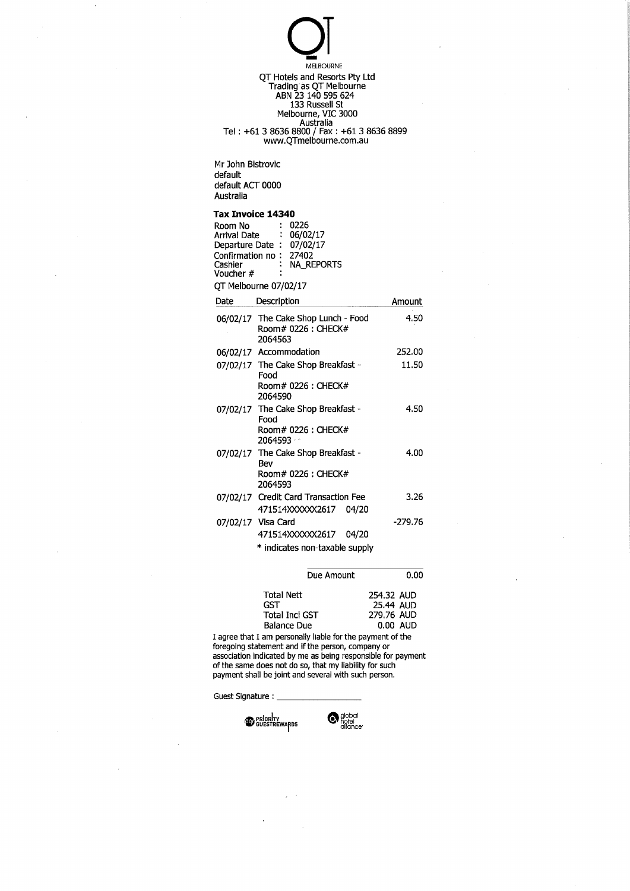QT

MELBOURNE

QT Hotels and Resorts Pty Ltd
Trading as QT Melbourne
ABN 23 140 595 624
133 Russell St
Melbourne, VIC 3000
Australia
Tel : +61 3 8636 8800 / Fax : +61 3 8636 8899
www.QTmelbourne.com.au

Mr John Bistrovic
default
default ACT 0000
Australia

**Tax Invoice 14340**

Room No : 0226
Arrival Date : 06/02/17
Departure Date : 07/02/17
Confirmation no : 27402
Cashier : NA_REPORTS
Voucher # :

QT Melbourne 07/02/17

| Date | Description | Amount |
|---|---|---|
| 06/02/17 | The Cake Shop Lunch - Food Room# 0226 : CHECK# 2064563 | 4.50 |
| 06/02/17 | Accommodation | 252.00 |
| 07/02/17 | The Cake Shop Breakfast - Food Room# 0226 : CHECK# 2064590 | 11.50 |
| 07/02/17 | The Cake Shop Breakfast - Food Room# 0226 : CHECK# 2064593 | 4.50 |
| 07/02/17 | The Cake Shop Breakfast - Bev Room# 0226 : CHECK# 2064593 | 4.00 |
| 07/02/17 | Credit Card Transaction Fee 471514XXXXXX2617 04/20 | 3.26 |
| 07/02/17 | Visa Card 471514XXXXXX2617 04/20 | -279.76 |
| | * indicates non-taxable supply | |

| | |
|---|---|
| Due Amount | 0.00 |

| | |
|---|---|
| Total Nett | 254.32 AUD |
| GST | 25.44 AUD |
| Total Incl GST | 279.76 AUD |
| Balance Due | 0.00 AUD |

I agree that I am personally liable for the payment of the foregoing statement and if the person, company or association indicated by me as being responsible for payment of the same does not do so, that my liability for such payment shall be joint and several with such person.

Guest Signature : ____________________

PRIORITY GUESTREWARDS    global hotel alliance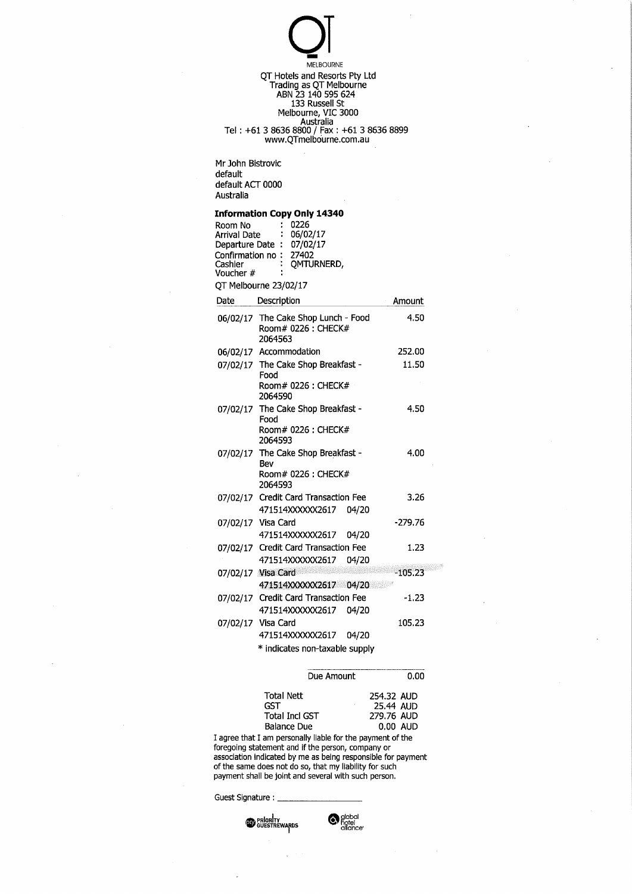QT

MELBOURNE

QT Hotels and Resorts Pty Ltd
Trading as QT Melbourne
ABN 23 140 595 624
133 Russell St
Melbourne, VIC 3000
Australia
Tel : +61 3 8636 8800 / Fax : +61 3 8636 8899
www.QTmelbourne.com.au

Mr John Bistrovic
default
default ACT 0000
Australia

**Information Copy Only 14340**

Room No : 0226
Arrival Date : 06/02/17
Departure Date : 07/02/17
Confirmation no : 27402
Cashier : QMTURNERD,
Voucher # :

QT Melbourne 23/02/17

| Date | Description | Amount |
|---|---|---|
| 06/02/17 | The Cake Shop Lunch - Food Room# 0226 : CHECK# 2064563 | 4.50 |
| 06/02/17 | Accommodation | 252.00 |
| 07/02/17 | The Cake Shop Breakfast - Food Room# 0226 : CHECK# 2064590 | 11.50 |
| 07/02/17 | The Cake Shop Breakfast - Food Room# 0226 : CHECK# 2064593 | 4.50 |
| 07/02/17 | The Cake Shop Breakfast - Bev Room# 0226 : CHECK# 2064593 | 4.00 |
| 07/02/17 | Credit Card Transaction Fee 471514XXXXXX2617 04/20 | 3.26 |
| 07/02/17 | Visa Card 471514XXXXXX2617 04/20 | -279.76 |
| 07/02/17 | Credit Card Transaction Fee 471514XXXXXX2617 04/20 | 1.23 |
| 07/02/17 | Visa Card 471514XXXXXX2617 04/20 | -105.23 |
| 07/02/17 | Credit Card Transaction Fee 471514XXXXXX2617 04/20 | -1.23 |
| 07/02/17 | Visa Card 471514XXXXXX2617 04/20 | 105.23 |

* indicates non-taxable supply

| | |
|---|---|
| Due Amount | 0.00 |

| | |
|---|---|
| Total Nett | 254.32 AUD |
| GST | 25.44 AUD |
| Total Incl GST | 279.76 AUD |
| Balance Due | 0.00 AUD |

I agree that I am personally liable for the payment of the foregoing statement and if the person, company or association indicated by me as being responsible for payment of the same does not do so, that my liability for such payment shall be joint and several with such person.

Guest Signature : ___________________

PRIORITY GUESTREWARDS

global hotel alliance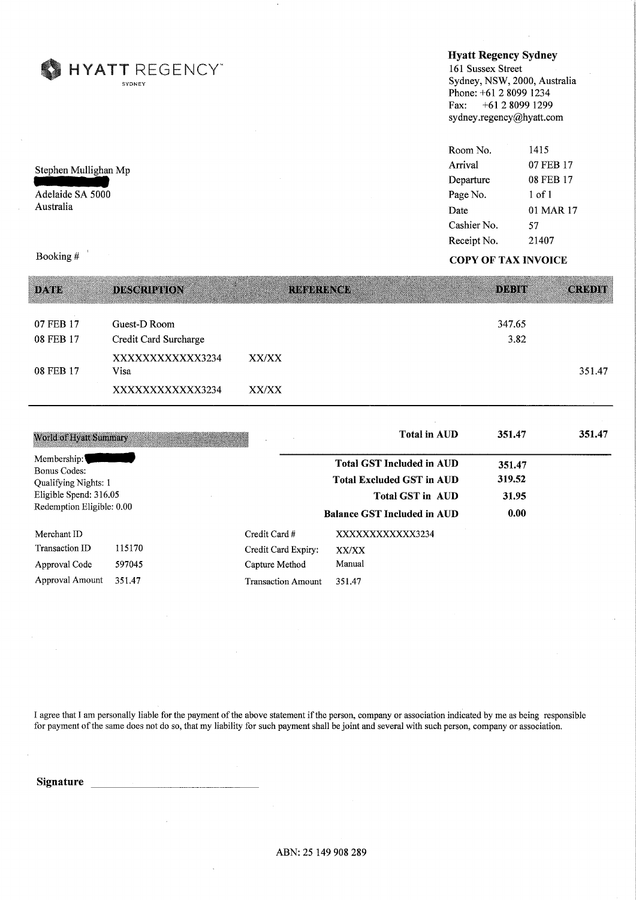HYATT REGENCY
SYDNEY

**Hyatt Regency Sydney**
161 Sussex Street
Sydney, NSW, 2000, Australia
Phone: +61 2 8099 1234
Fax: +61 2 8099 1299
sydney.regency@hyatt.com

Stephen Mullighan Mp
Adelaide SA 5000
Australia

| | |
|---|---|
| Room No. | 1415 |
| Arrival | 07 FEB 17 |
| Departure | 08 FEB 17 |
| Page No. | 1 of 1 |
| Date | 01 MAR 17 |
| Cashier No. | 57 |
| Receipt No. | 21407 |

Booking #

**COPY OF TAX INVOICE**

| DATE | DESCRIPTION | REFERENCE | DEBIT | CREDIT |
|---|---|---|---|---|
| 07 FEB 17 | Guest-D Room | | 347.65 | |
| 08 FEB 17 | Credit Card Surcharge | | 3.82 | |
| | XXXXXXXXXXXX3234 | XX/XX | | |
| 08 FEB 17 | Visa | | | 351.47 |
| | XXXXXXXXXXXX3234 | XX/XX | | |

| | | |
|---|---|---|
| **Total in AUD** | **351.47** | **351.47** |
| **Total GST Included in AUD** | **351.47** | |
| **Total Excluded GST in AUD** | **319.52** | |
| **Total GST in AUD** | **31.95** | |
| **Balance GST Included in AUD** | **0.00** | |

World of Hyatt Summary

Membership:
Bonus Codes:
Qualifying Nights: 1
Eligible Spend: 316.05
Redemption Eligible: 0.00

| | | | |
|---|---|---|---|
| Merchant ID | | Credit Card # | XXXXXXXXXXXX3234 |
| Transaction ID | 115170 | Credit Card Expiry: | XX/XX |
| Approval Code | 597045 | Capture Method | Manual |
| Approval Amount | 351.47 | Transaction Amount | 351.47 |

I agree that I am personally liable for the payment of the above statement if the person, company or association indicated by me as being responsible for payment of the same does not do so, that my liability for such payment shall be joint and several with such person, company or association.

**Signature** \_\_\_\_\_\_\_\_\_\_\_\_\_\_\_\_\_\_\_\_

ABN: 25 149 908 289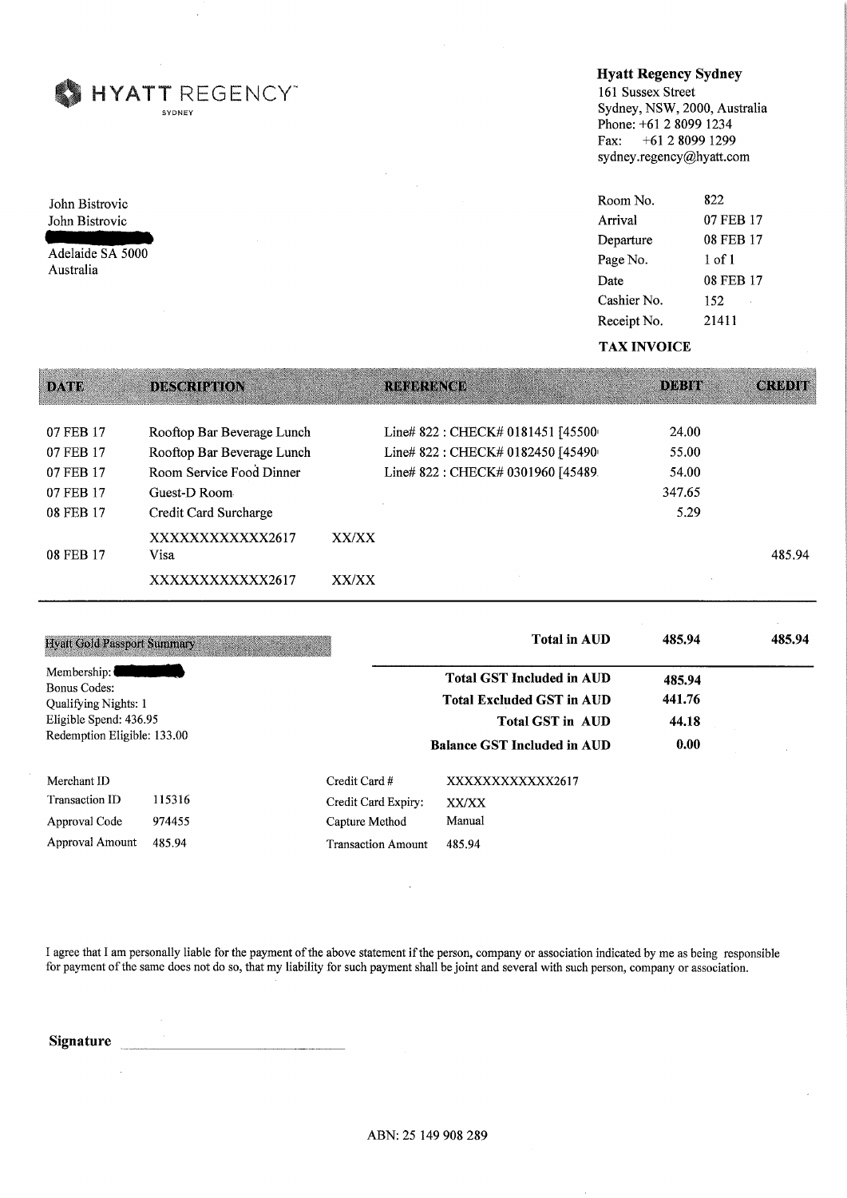HYATT REGENCY
SYDNEY

**Hyatt Regency Sydney**
161 Sussex Street
Sydney, NSW, 2000, Australia
Phone: +61 2 8099 1234
Fax: +61 2 8099 1299
sydney.regency@hyatt.com

John Bistrovic
John Bistrovic
Adelaide SA 5000
Australia

| | |
|---|---|
| Room No. | 822 |
| Arrival | 07 FEB 17 |
| Departure | 08 FEB 17 |
| Page No. | 1 of 1 |
| Date | 08 FEB 17 |
| Cashier No. | 152 |
| Receipt No. | 21411 |

**TAX INVOICE**

| DATE | DESCRIPTION | | REFERENCE | DEBIT | CREDIT |
|---|---|---|---|---|---|
| 07 FEB 17 | Rooftop Bar Beverage Lunch | | Line# 822 : CHECK# 0181451 [45500 | 24.00 | |
| 07 FEB 17 | Rooftop Bar Beverage Lunch | | Line# 822 : CHECK# 0182450 [45490 | 55.00 | |
| 07 FEB 17 | Room Service Food Dinner | | Line# 822 : CHECK# 0301960 [45489 | 54.00 | |
| 07 FEB 17 | Guest-D Room | | | 347.65 | |
| 08 FEB 17 | Credit Card Surcharge | | | 5.29 | |
| | XXXXXXXXXXXX2617 | XX/XX | | | |
| 08 FEB 17 | Visa | | | | 485.94 |
| | XXXXXXXXXXXX2617 | XX/XX | | | |

| | | |
|---|---|---|
| **Total in AUD** | **485.94** | **485.94** |
| **Total GST Included in AUD** | **485.94** | |
| **Total Excluded GST in AUD** | **441.76** | |
| **Total GST in AUD** | **44.18** | |
| **Balance GST Included in AUD** | **0.00** | |

Hyatt Gold Passport Summary

Membership:
Bonus Codes:
Qualifying Nights: 1
Eligible Spend: 436.95
Redemption Eligible: 133.00

| | | | |
|---|---|---|---|
| Merchant ID | | Credit Card # | XXXXXXXXXXXX2617 |
| Transaction ID | 115316 | Credit Card Expiry: | XX/XX |
| Approval Code | 974455 | Capture Method | Manual |
| Approval Amount | 485.94 | Transaction Amount | 485.94 |

I agree that I am personally liable for the payment of the above statement if the person, company or association indicated by me as being responsible for payment of the same does not do so, that my liability for such payment shall be joint and several with such person, company or association.

**Signature** \_\_\_\_\_\_\_\_\_\_\_\_\_\_\_\_\_\_\_\_

ABN: 25 149 908 289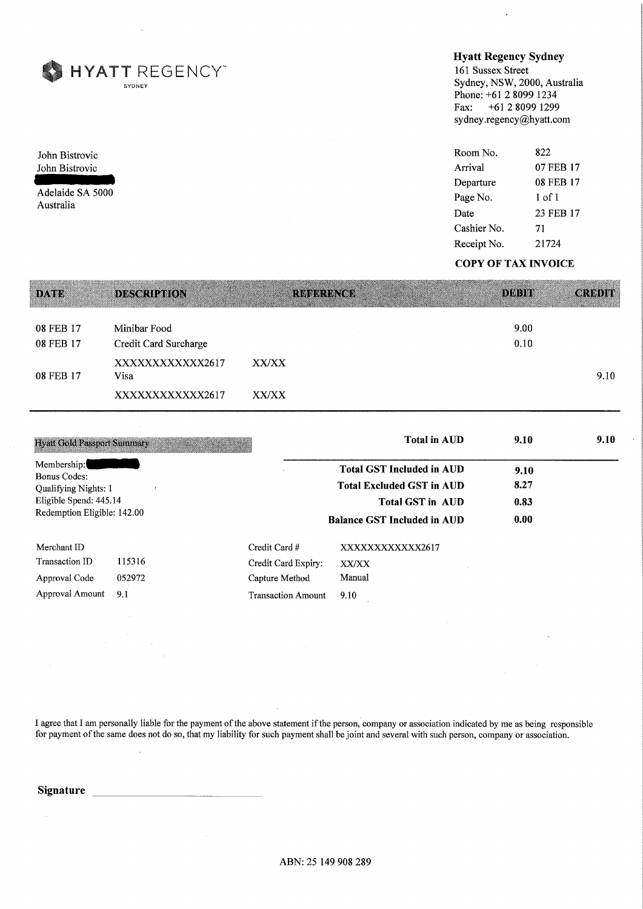HYATT REGENCY
SYDNEY

**Hyatt Regency Sydney**
161 Sussex Street
Sydney, NSW, 2000, Australia
Phone: +61 2 8099 1234
Fax: +61 2 8099 1299
sydney.regency@hyatt.com

John Bistrovic
John Bistrovic

Adelaide SA 5000
Australia

| | |
|---|---|
| Room No. | 822 |
| Arrival | 07 FEB 17 |
| Departure | 08 FEB 17 |
| Page No. | 1 of 1 |
| Date | 23 FEB 17 |
| Cashier No. | 71 |
| Receipt No. | 21724 |

**COPY OF TAX INVOICE**

| DATE | DESCRIPTION | REFERENCE | DEBIT | CREDIT |
|---|---|---|---|---|
| 08 FEB 17 | Minibar Food | | 9.00 | |
| 08 FEB 17 | Credit Card Surcharge | | 0.10 | |
| | XXXXXXXXXXXX2617 | XX/XX | | |
| 08 FEB 17 | Visa | | | 9.10 |
| | XXXXXXXXXXXX2617 | XX/XX | | |

| | | |
|---|---|---|
| **Total in AUD** | **9.10** | **9.10** |
| **Total GST Included in AUD** | **9.10** | |
| **Total Excluded GST in AUD** | **8.27** | |
| **Total GST in AUD** | **0.83** | |
| **Balance GST Included in AUD** | **0.00** | |

Hyatt Gold Passport Summary

Membership:
Bonus Codes:
Qualifying Nights: 1
Eligible Spend: 445.14
Redemption Eligible: 142.00

| | | | |
|---|---|---|---|
| Merchant ID | | Credit Card # | XXXXXXXXXXXX2617 |
| Transaction ID | 115316 | Credit Card Expiry: | XX/XX |
| Approval Code | 052972 | Capture Method | Manual |
| Approval Amount | 9.1 | Transaction Amount | 9.10 |

I agree that I am personally liable for the payment of the above statement if the person, company or association indicated by me as being responsible for payment of the same does not do so, that my liability for such payment shall be joint and several with such person, company or association.

**Signature** ____________________

ABN: 25 149 908 289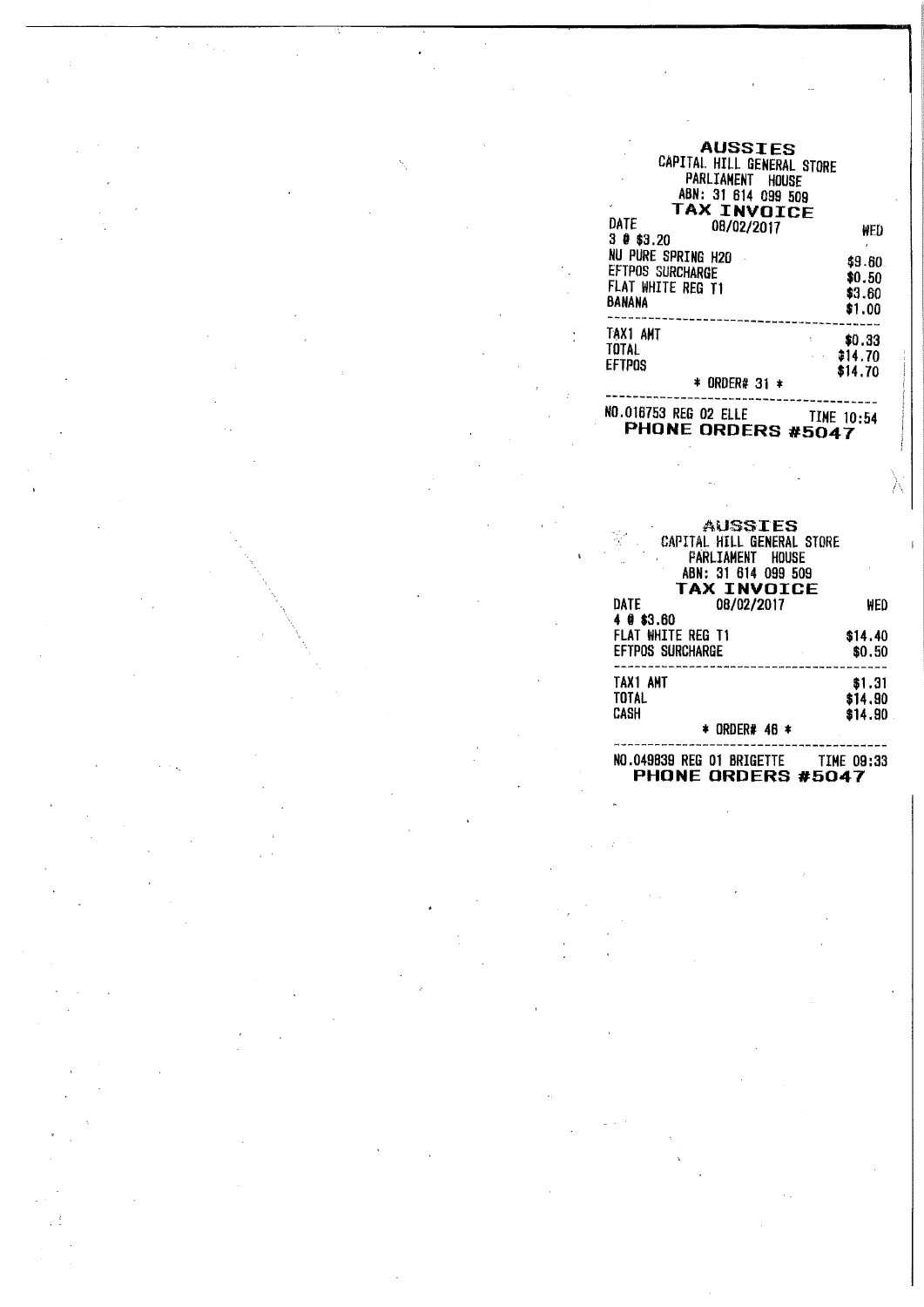**AUSSIES**
CAPITAL HILL GENERAL STORE
PARLIAMENT HOUSE
ABN: 31 614 099 509
**TAX INVOICE**

| | |
|---|---|
| DATE 08/02/2017 | WED |
| 3 @ $3.20 | |
| NU PURE SPRING H20 | $9.60 |
| EFTPOS SURCHARGE | $0.50 |
| FLAT WHITE REG T1 | $3.60 |
| BANANA | $1.00 |
| TAX1 AMT | $0.33 |
| TOTAL | $14.70 |
| EFTPOS | $14.70 |

* ORDER# 31 *

NO.016753 REG 02 ELLE TIME 10:54
**PHONE ORDERS #5047**

**AUSSIES**
CAPITAL HILL GENERAL STORE
PARLIAMENT HOUSE
ABN: 31 614 099 509
**TAX INVOICE**

| | |
|---|---|
| DATE 08/02/2017 | WED |
| 4 @ $3.60 | |
| FLAT WHITE REG T1 | $14.40 |
| EFTPOS SURCHARGE | $0.50 |
| TAX1 AMT | $1.31 |
| TOTAL | $14.90 |
| CASH | $14.90 |

* ORDER# 46 *

NO.049839 REG 01 BRIGETTE TIME 09:33
**PHONE ORDERS #5047**